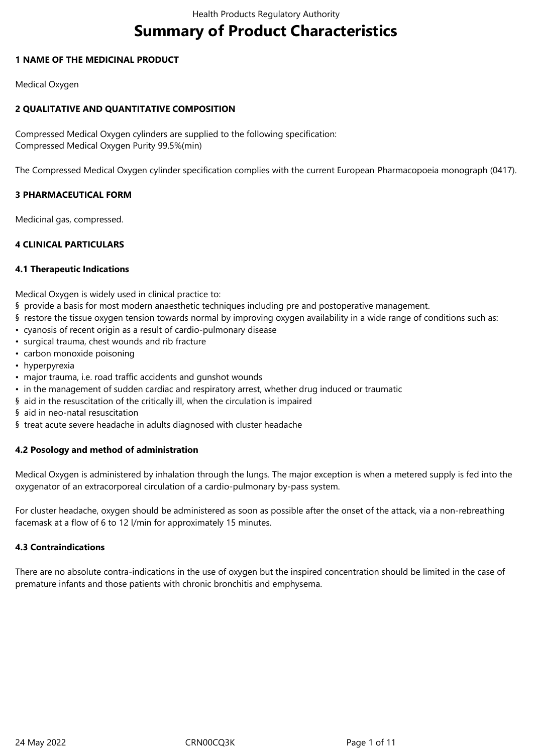# Summary of Product Characteristics

## 1 NAME OF THE MEDICINAL PRODUCT

Medical Oxygen

## 2 QUALITATIVE AND QUANTITATIVE COMPOSITION

Compressed Medical Oxygen cylinders are supplied to the following specification:
Compressed Medical Oxygen Purity 99.5%(min)

The Compressed Medical Oxygen cylinder specification complies with the current European Pharmacopoeia monograph (0417).

## 3 PHARMACEUTICAL FORM

Medicinal gas, compressed.

## 4 CLINICAL PARTICULARS

### 4.1 Therapeutic Indications

Medical Oxygen is widely used in clinical practice to:

§ provide a basis for most modern anaesthetic techniques including pre and postoperative management.

§ restore the tissue oxygen tension towards normal by improving oxygen availability in a wide range of conditions such as:

- cyanosis of recent origin as a result of cardio-pulmonary disease
- surgical trauma, chest wounds and rib fracture
- carbon monoxide poisoning
- hyperpyrexia
- major trauma, i.e. road traffic accidents and gunshot wounds
- in the management of sudden cardiac and respiratory arrest, whether drug induced or traumatic

§ aid in the resuscitation of the critically ill, when the circulation is impaired

§ aid in neo-natal resuscitation

§ treat acute severe headache in adults diagnosed with cluster headache

### 4.2 Posology and method of administration

Medical Oxygen is administered by inhalation through the lungs. The major exception is when a metered supply is fed into the oxygenator of an extracorporeal circulation of a cardio-pulmonary by-pass system.

For cluster headache, oxygen should be administered as soon as possible after the onset of the attack, via a non-rebreathing facemask at a flow of 6 to 12 l/min for approximately 15 minutes.

### 4.3 Contraindications

There are no absolute contra-indications in the use of oxygen but the inspired concentration should be limited in the case of premature infants and those patients with chronic bronchitis and emphysema.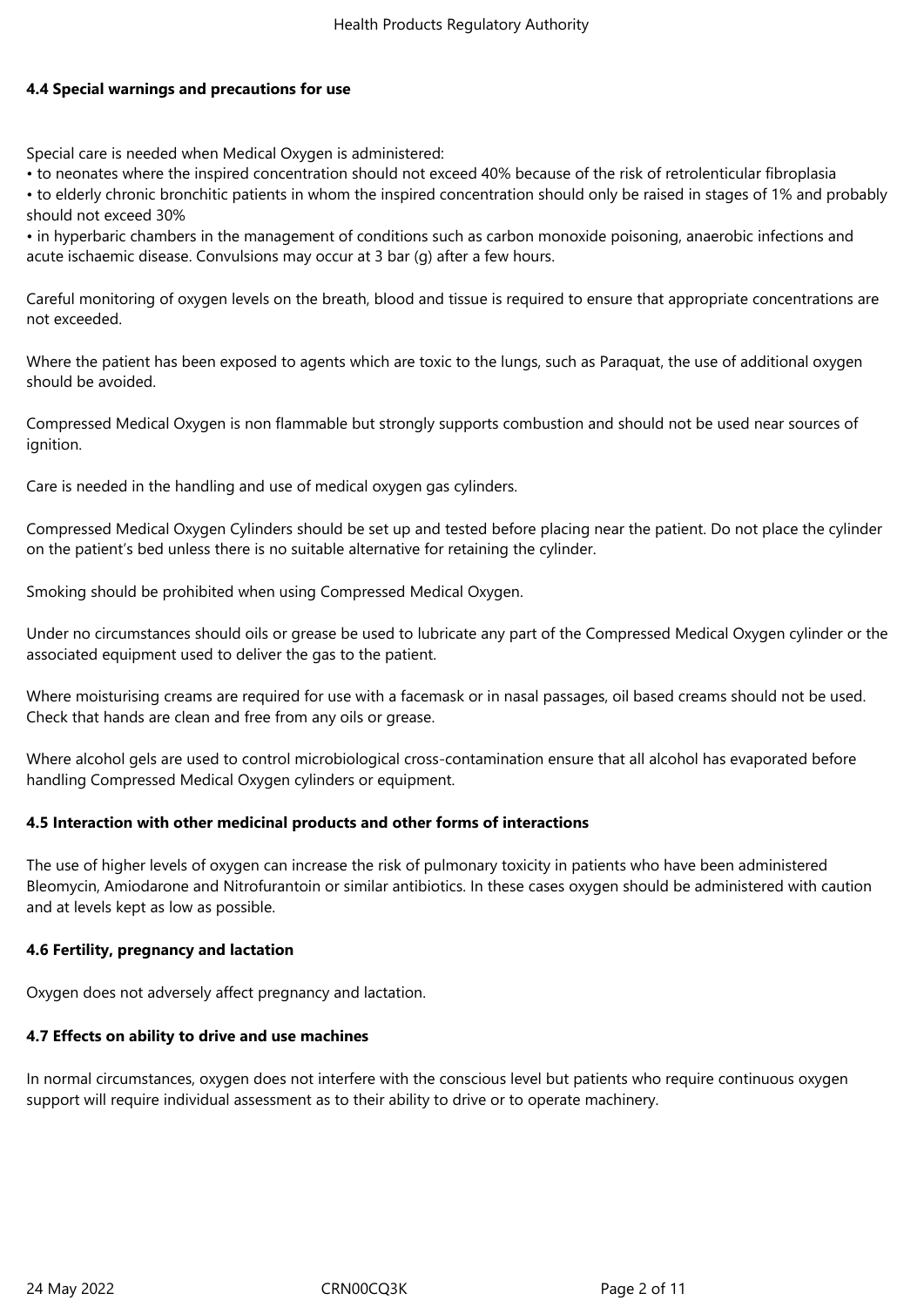### 4.4 Special warnings and precautions for use

Special care is needed when Medical Oxygen is administered:

- to neonates where the inspired concentration should not exceed 40% because of the risk of retrolenticular fibroplasia
- to elderly chronic bronchitic patients in whom the inspired concentration should only be raised in stages of 1% and probably should not exceed 30%
- in hyperbaric chambers in the management of conditions such as carbon monoxide poisoning, anaerobic infections and acute ischaemic disease. Convulsions may occur at 3 bar (g) after a few hours.

Careful monitoring of oxygen levels on the breath, blood and tissue is required to ensure that appropriate concentrations are not exceeded.

Where the patient has been exposed to agents which are toxic to the lungs, such as Paraquat, the use of additional oxygen should be avoided.

Compressed Medical Oxygen is non flammable but strongly supports combustion and should not be used near sources of ignition.

Care is needed in the handling and use of medical oxygen gas cylinders.

Compressed Medical Oxygen Cylinders should be set up and tested before placing near the patient. Do not place the cylinder on the patient's bed unless there is no suitable alternative for retaining the cylinder.

Smoking should be prohibited when using Compressed Medical Oxygen.

Under no circumstances should oils or grease be used to lubricate any part of the Compressed Medical Oxygen cylinder or the associated equipment used to deliver the gas to the patient.

Where moisturising creams are required for use with a facemask or in nasal passages, oil based creams should not be used. Check that hands are clean and free from any oils or grease.

Where alcohol gels are used to control microbiological cross-contamination ensure that all alcohol has evaporated before handling Compressed Medical Oxygen cylinders or equipment.

### 4.5 Interaction with other medicinal products and other forms of interactions

The use of higher levels of oxygen can increase the risk of pulmonary toxicity in patients who have been administered Bleomycin, Amiodarone and Nitrofurantoin or similar antibiotics. In these cases oxygen should be administered with caution and at levels kept as low as possible.

### 4.6 Fertility, pregnancy and lactation

Oxygen does not adversely affect pregnancy and lactation.

### 4.7 Effects on ability to drive and use machines

In normal circumstances, oxygen does not interfere with the conscious level but patients who require continuous oxygen support will require individual assessment as to their ability to drive or to operate machinery.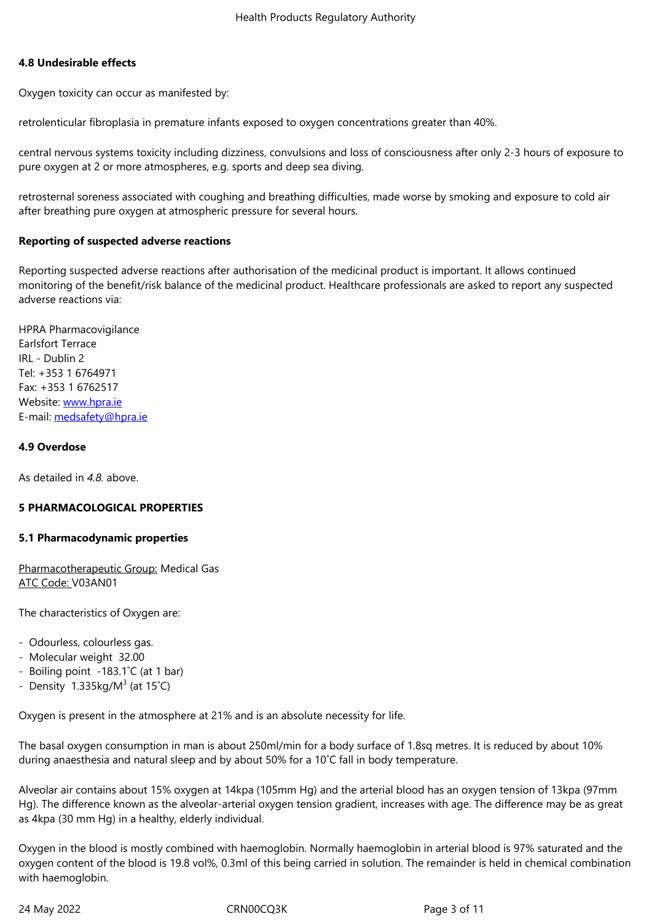#### 4.8 Undesirable effects

Oxygen toxicity can occur as manifested by:

retrolenticular fibroplasia in premature infants exposed to oxygen concentrations greater than 40%.

central nervous systems toxicity including dizziness, convulsions and loss of consciousness after only 2-3 hours of exposure to pure oxygen at 2 or more atmospheres, e.g. sports and deep sea diving.

retrosternal soreness associated with coughing and breathing difficulties, made worse by smoking and exposure to cold air after breathing pure oxygen at atmospheric pressure for several hours.

**Reporting of suspected adverse reactions**

Reporting suspected adverse reactions after authorisation of the medicinal product is important. It allows continued monitoring of the benefit/risk balance of the medicinal product. Healthcare professionals are asked to report any suspected adverse reactions via:

HPRA Pharmacovigilance
Earlsfort Terrace
IRL - Dublin 2
Tel: +353 1 6764971
Fax: +353 1 6762517
Website: www.hpra.ie
E-mail: medsafety@hpra.ie

#### 4.9 Overdose

As detailed in *4.8.* above.

### 5 PHARMACOLOGICAL PROPERTIES

#### 5.1 Pharmacodynamic properties

Pharmacotherapeutic Group: Medical Gas
ATC Code: V03AN01

The characteristics of Oxygen are:

- Odourless, colourless gas.
- Molecular weight 32.00
- Boiling point -183.1˚C (at 1 bar)
- Density 1.335kg/$M^3$ (at 15˚C)

Oxygen is present in the atmosphere at 21% and is an absolute necessity for life.

The basal oxygen consumption in man is about 250ml/min for a body surface of 1.8sq metres. It is reduced by about 10% during anaesthesia and natural sleep and by about 50% for a 10˚C fall in body temperature.

Alveolar air contains about 15% oxygen at 14kpa (105mm Hg) and the arterial blood has an oxygen tension of 13kpa (97mm Hg). The difference known as the alveolar-arterial oxygen tension gradient, increases with age. The difference may be as great as 4kpa (30 mm Hg) in a healthy, elderly individual.

Oxygen in the blood is mostly combined with haemoglobin. Normally haemoglobin in arterial blood is 97% saturated and the oxygen content of the blood is 19.8 vol%, 0.3ml of this being carried in solution. The remainder is held in chemical combination with haemoglobin.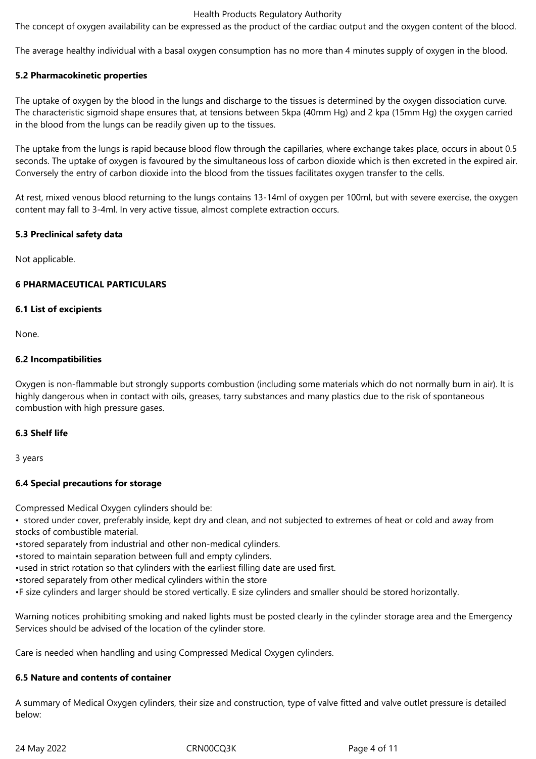The concept of oxygen availability can be expressed as the product of the cardiac output and the oxygen content of the blood.

The average healthy individual with a basal oxygen consumption has no more than 4 minutes supply of oxygen in the blood.

### 5.2 Pharmacokinetic properties

The uptake of oxygen by the blood in the lungs and discharge to the tissues is determined by the oxygen dissociation curve. The characteristic sigmoid shape ensures that, at tensions between 5kpa (40mm Hg) and 2 kpa (15mm Hg) the oxygen carried in the blood from the lungs can be readily given up to the tissues.

The uptake from the lungs is rapid because blood flow through the capillaries, where exchange takes place, occurs in about 0.5 seconds. The uptake of oxygen is favoured by the simultaneous loss of carbon dioxide which is then excreted in the expired air. Conversely the entry of carbon dioxide into the blood from the tissues facilitates oxygen transfer to the cells.

At rest, mixed venous blood returning to the lungs contains 13-14ml of oxygen per 100ml, but with severe exercise, the oxygen content may fall to 3-4ml. In very active tissue, almost complete extraction occurs.

### 5.3 Preclinical safety data

Not applicable.

## 6 PHARMACEUTICAL PARTICULARS

### 6.1 List of excipients

None.

### 6.2 Incompatibilities

Oxygen is non-flammable but strongly supports combustion (including some materials which do not normally burn in air). It is highly dangerous when in contact with oils, greases, tarry substances and many plastics due to the risk of spontaneous combustion with high pressure gases.

### 6.3 Shelf life

3 years

### 6.4 Special precautions for storage

Compressed Medical Oxygen cylinders should be:

- stored under cover, preferably inside, kept dry and clean, and not subjected to extremes of heat or cold and away from stocks of combustible material.
- stored separately from industrial and other non-medical cylinders.
- stored to maintain separation between full and empty cylinders.
- used in strict rotation so that cylinders with the earliest filling date are used first.
- stored separately from other medical cylinders within the store
- F size cylinders and larger should be stored vertically. E size cylinders and smaller should be stored horizontally.

Warning notices prohibiting smoking and naked lights must be posted clearly in the cylinder storage area and the Emergency Services should be advised of the location of the cylinder store.

Care is needed when handling and using Compressed Medical Oxygen cylinders.

### 6.5 Nature and contents of container

A summary of Medical Oxygen cylinders, their size and construction, type of valve fitted and valve outlet pressure is detailed below: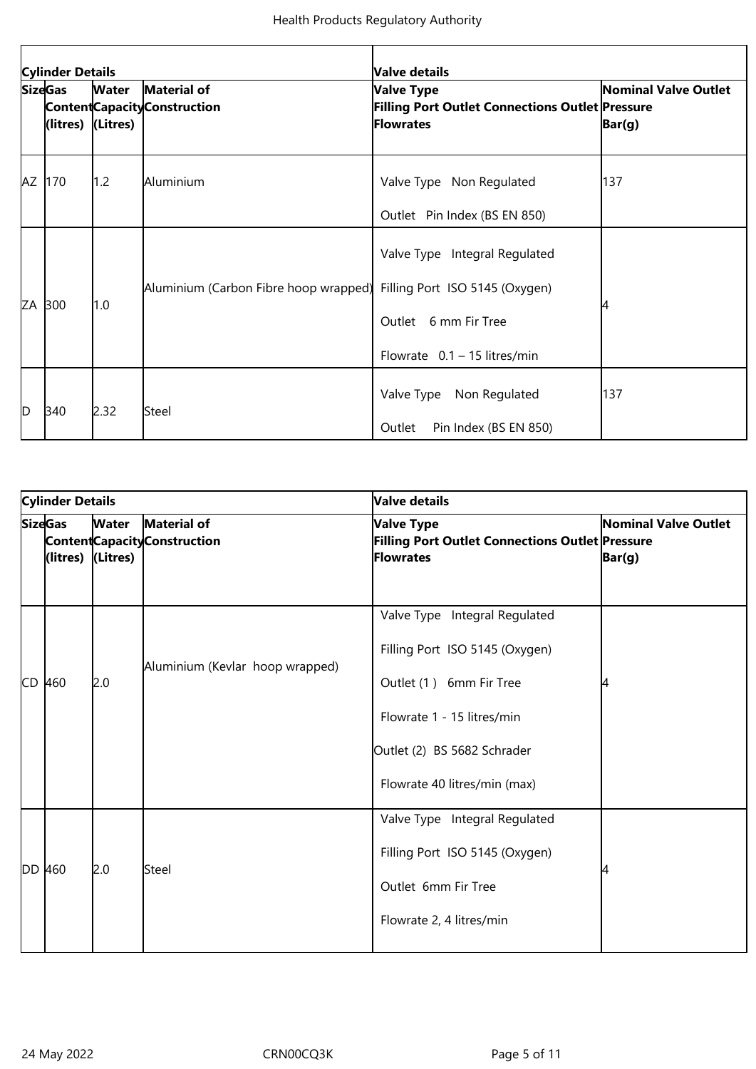| Cylinder Details | | | | Valve details | |
|---|---|---|---|---|---|
| Size | Gas Content (litres) | Water Capacity (Litres) | Material of Construction | Valve Type Filling Port Outlet Connections Outlet Flowrates | Nominal Valve Outlet Pressure Bar(g) |
| AZ | 170 | 1.2 | Aluminium | Valve Type Non Regulated<br>Outlet Pin Index (BS EN 850) | 137 |
| ZA | 300 | 1.0 | Aluminium (Carbon Fibre hoop wrapped) | Valve Type Integral Regulated<br>Filling Port ISO 5145 (Oxygen)<br>Outlet 6 mm Fir Tree<br>Flowrate 0.1 – 15 litres/min | 4 |
| D | 340 | 2.32 | Steel | Valve Type Non Regulated<br>Outlet Pin Index (BS EN 850) | 137 |

| Cylinder Details | | | | Valve details | |
|---|---|---|---|---|---|
| Size | Gas Content (litres) | Water Capacity (Litres) | Material of Construction | Valve Type Filling Port Outlet Connections Outlet Flowrates | Nominal Valve Outlet Pressure Bar(g) |
| CD | 460 | 2.0 | Aluminium (Kevlar hoop wrapped) | Valve Type Integral Regulated<br>Filling Port ISO 5145 (Oxygen)<br>Outlet (1 ) 6mm Fir Tree<br>Flowrate 1 - 15 litres/min<br>Outlet (2) BS 5682 Schrader<br>Flowrate 40 litres/min (max) | 4 |
| DD | 460 | 2.0 | Steel | Valve Type Integral Regulated<br>Filling Port ISO 5145 (Oxygen)<br>Outlet 6mm Fir Tree<br>Flowrate 2, 4 litres/min | 4 |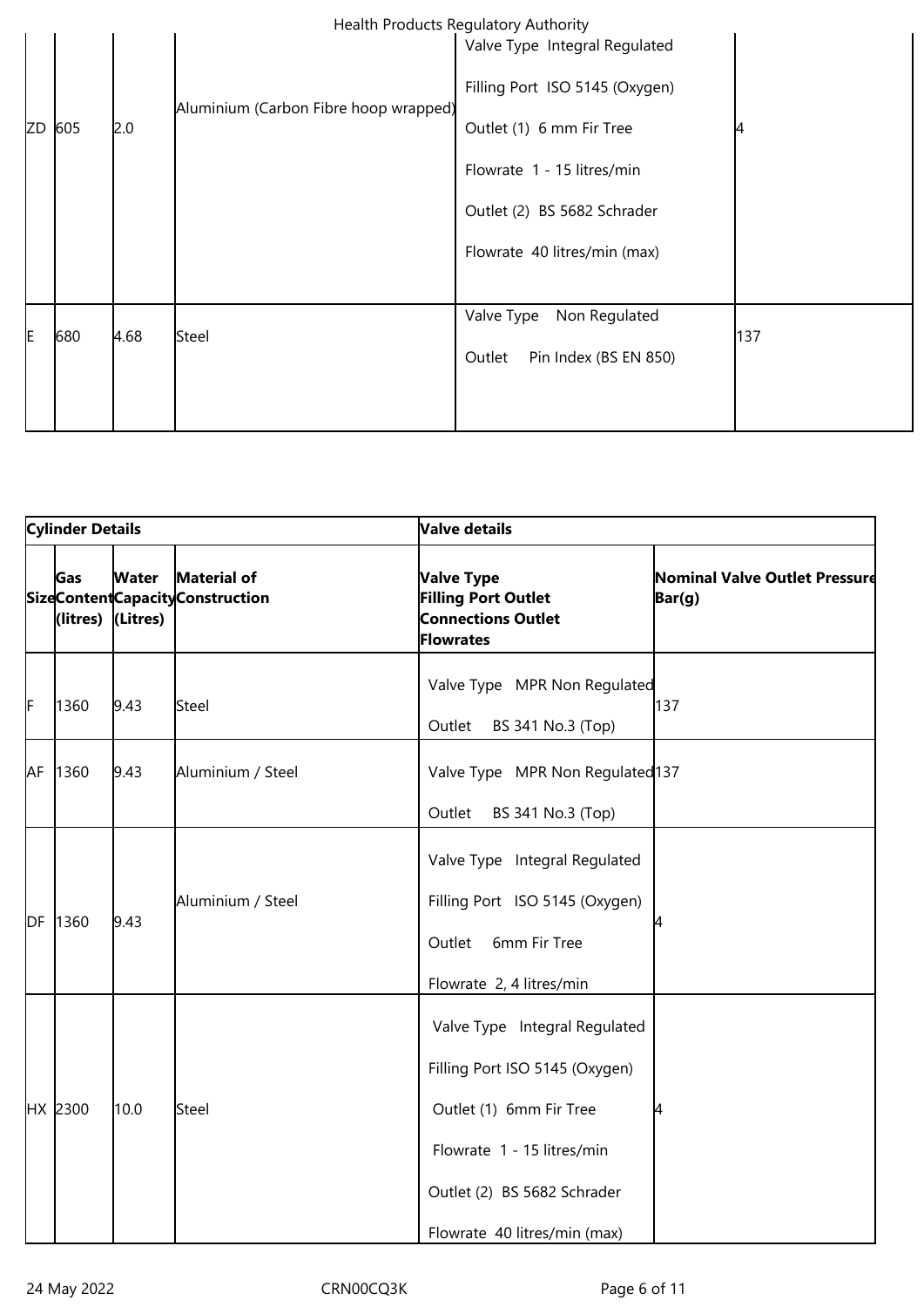| | | | | | |
|---|---|---|---|---|---|
| ZD | 605 | 2.0 | Aluminium (Carbon Fibre hoop wrapped) | Valve Type Integral Regulated<br><br>Filling Port ISO 5145 (Oxygen)<br><br>Outlet (1) 6 mm Fir Tree<br><br>Flowrate 1 - 15 litres/min<br><br>Outlet (2) BS 5682 Schrader<br><br>Flowrate 40 litres/min (max) | 4 |
| E | 680 | 4.68 | Steel | Valve Type Non Regulated<br><br>Outlet Pin Index (BS EN 850) | 137 |

| Cylinder Details | | | | Valve details | |
|---|---|---|---|---|---|
| Size | Gas Content (litres) | Water Capacity (Litres) | Material of Construction | Valve Type Filling Port Outlet Connections Outlet Flowrates | Nominal Valve Outlet Pressure Bar(g) |
| F | 1360 | 9.43 | Steel | Valve Type MPR Non Regulated<br><br>Outlet BS 341 No.3 (Top) | 137 |
| AF | 1360 | 9.43 | Aluminium / Steel | Valve Type MPR Non Regulated<br><br>Outlet BS 341 No.3 (Top) | 137 |
| DF | 1360 | 9.43 | Aluminium / Steel | Valve Type Integral Regulated<br><br>Filling Port ISO 5145 (Oxygen)<br><br>Outlet 6mm Fir Tree<br><br>Flowrate 2, 4 litres/min | 4 |
| HX | 2300 | 10.0 | Steel | Valve Type Integral Regulated<br><br>Filling Port ISO 5145 (Oxygen)<br><br>Outlet (1) 6mm Fir Tree<br><br>Flowrate 1 - 15 litres/min<br><br>Outlet (2) BS 5682 Schrader<br><br>Flowrate 40 litres/min (max) | 4 |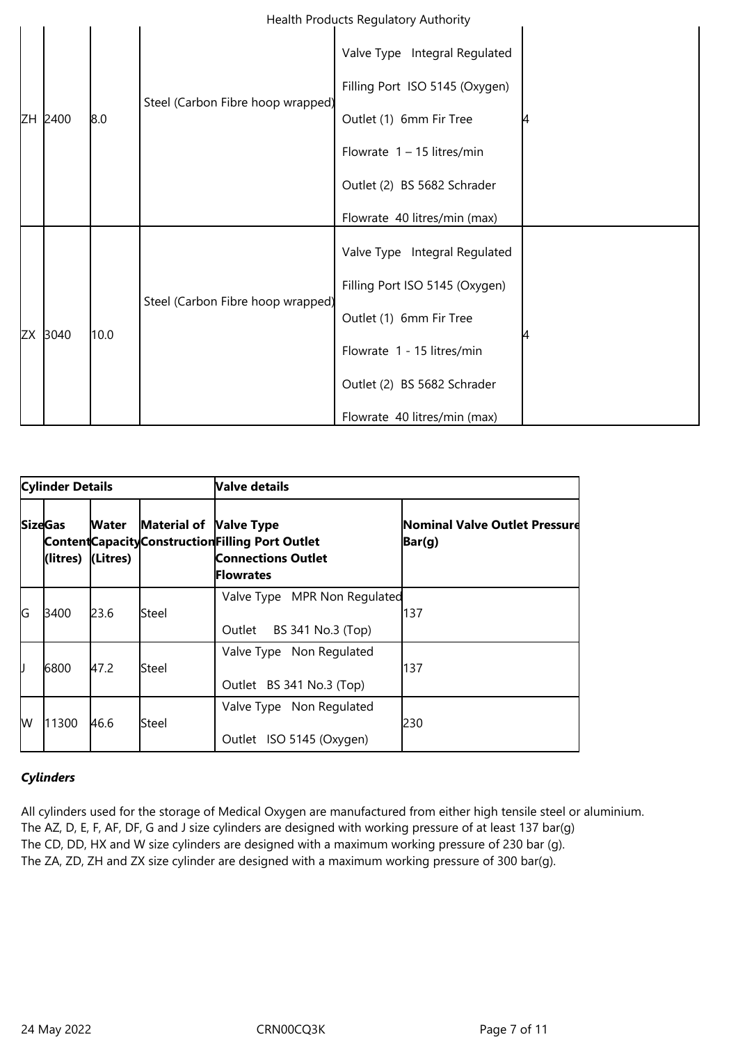| | | | | | |
|---|---|---|---|---|---|
| ZH | 2400 | 8.0 | Steel (Carbon Fibre hoop wrapped) | Valve Type Integral Regulated<br>Filling Port ISO 5145 (Oxygen)<br>Outlet (1) 6mm Fir Tree<br>Flowrate 1 – 15 litres/min<br>Outlet (2) BS 5682 Schrader<br>Flowrate 40 litres/min (max) | 4 |
| ZX | 3040 | 10.0 | Steel (Carbon Fibre hoop wrapped) | Valve Type Integral Regulated<br>Filling Port ISO 5145 (Oxygen)<br>Outlet (1) 6mm Fir Tree<br>Flowrate 1 - 15 litres/min<br>Outlet (2) BS 5682 Schrader<br>Flowrate 40 litres/min (max) | 4 |

| **Cylinder Details** | | | | **Valve details** | |
|---|---|---|---|---|---|
| **Size** | **Gas Content (litres)** | **Water Capacity (Litres)** | **Material of Construction** | **Valve Type Filling Port Outlet Connections Outlet Flowrates** | **Nominal Valve Outlet Pressure Bar(g)** |
| G | 3400 | 23.6 | Steel | Valve Type MPR Non Regulated<br>Outlet BS 341 No.3 (Top) | 137 |
| J | 6800 | 47.2 | Steel | Valve Type Non Regulated<br>Outlet BS 341 No.3 (Top) | 137 |
| W | 11300 | 46.6 | Steel | Valve Type Non Regulated<br>Outlet ISO 5145 (Oxygen) | 230 |

***Cylinders***

All cylinders used for the storage of Medical Oxygen are manufactured from either high tensile steel or aluminium.
The AZ, D, E, F, AF, DF, G and J size cylinders are designed with working pressure of at least 137 bar(g)
The CD, DD, HX and W size cylinders are designed with a maximum working pressure of 230 bar (g).
The ZA, ZD, ZH and ZX size cylinder are designed with a maximum working pressure of 300 bar(g).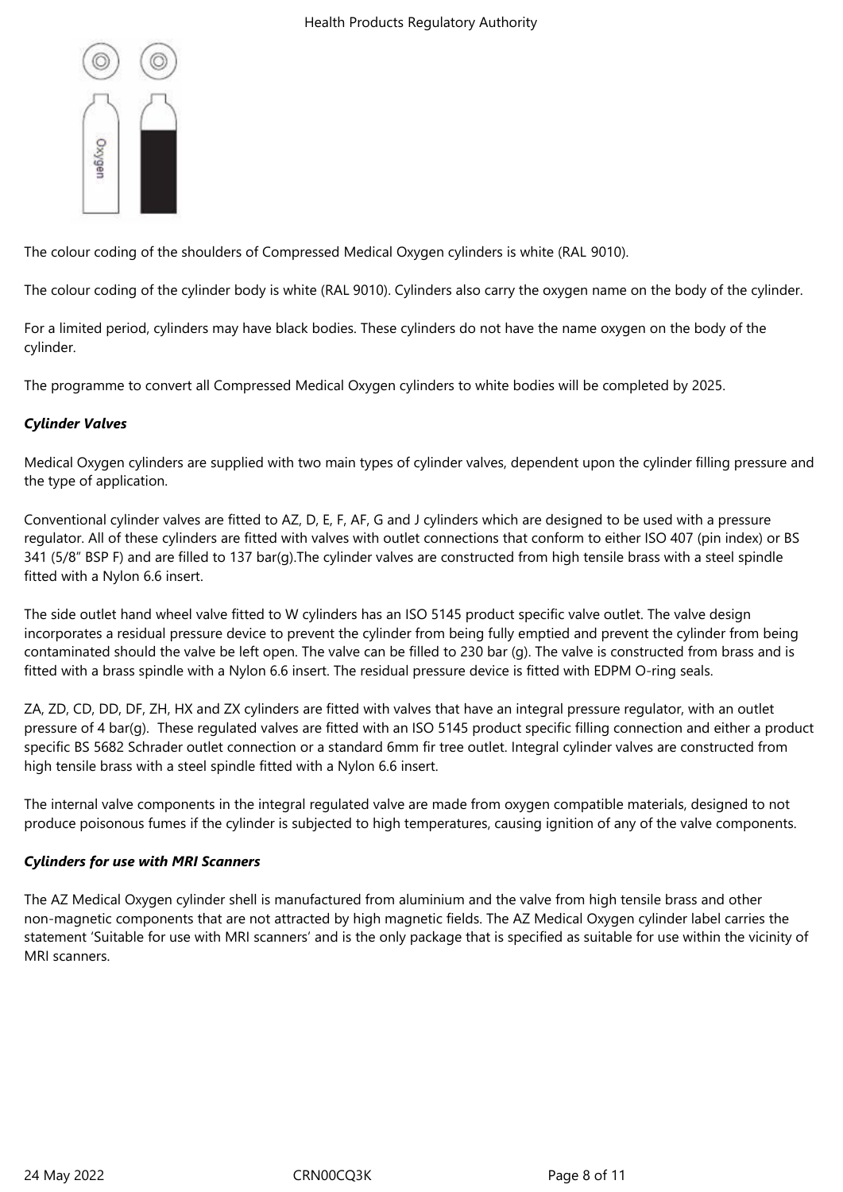The colour coding of the shoulders of Compressed Medical Oxygen cylinders is white (RAL 9010).

The colour coding of the cylinder body is white (RAL 9010). Cylinders also carry the oxygen name on the body of the cylinder.

For a limited period, cylinders may have black bodies. These cylinders do not have the name oxygen on the body of the cylinder.

The programme to convert all Compressed Medical Oxygen cylinders to white bodies will be completed by 2025.

***Cylinder Valves***

Medical Oxygen cylinders are supplied with two main types of cylinder valves, dependent upon the cylinder filling pressure and the type of application.

Conventional cylinder valves are fitted to AZ, D, E, F, AF, G and J cylinders which are designed to be used with a pressure regulator. All of these cylinders are fitted with valves with outlet connections that conform to either ISO 407 (pin index) or BS 341 (5/8" BSP F) and are filled to 137 bar(g).The cylinder valves are constructed from high tensile brass with a steel spindle fitted with a Nylon 6.6 insert.

The side outlet hand wheel valve fitted to W cylinders has an ISO 5145 product specific valve outlet. The valve design incorporates a residual pressure device to prevent the cylinder from being fully emptied and prevent the cylinder from being contaminated should the valve be left open. The valve can be filled to 230 bar (g). The valve is constructed from brass and is fitted with a brass spindle with a Nylon 6.6 insert. The residual pressure device is fitted with EDPM O-ring seals.

ZA, ZD, CD, DD, DF, ZH, HX and ZX cylinders are fitted with valves that have an integral pressure regulator, with an outlet pressure of 4 bar(g). These regulated valves are fitted with an ISO 5145 product specific filling connection and either a product specific BS 5682 Schrader outlet connection or a standard 6mm fir tree outlet. Integral cylinder valves are constructed from high tensile brass with a steel spindle fitted with a Nylon 6.6 insert.

The internal valve components in the integral regulated valve are made from oxygen compatible materials, designed to not produce poisonous fumes if the cylinder is subjected to high temperatures, causing ignition of any of the valve components.

***Cylinders for use with MRI Scanners***

The AZ Medical Oxygen cylinder shell is manufactured from aluminium and the valve from high tensile brass and other non-magnetic components that are not attracted by high magnetic fields. The AZ Medical Oxygen cylinder label carries the statement 'Suitable for use with MRI scanners' and is the only package that is specified as suitable for use within the vicinity of MRI scanners.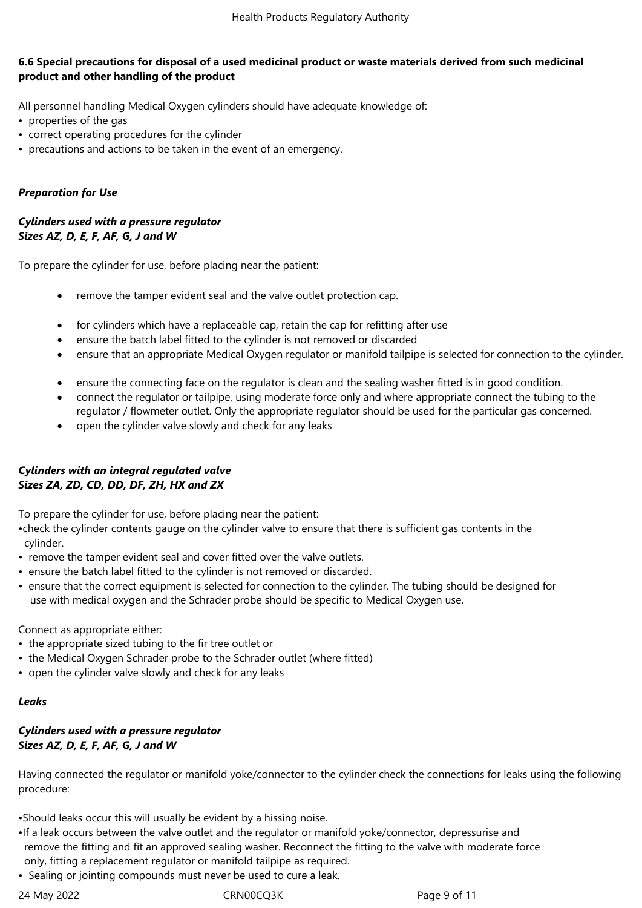### 6.6 Special precautions for disposal of a used medicinal product or waste materials derived from such medicinal product and other handling of the product

All personnel handling Medical Oxygen cylinders should have adequate knowledge of:
- properties of the gas
- correct operating procedures for the cylinder
- precautions and actions to be taken in the event of an emergency.

***Preparation for Use***

***Cylinders used with a pressure regulator***
***Sizes AZ, D, E, F, AF, G, J and W***

To prepare the cylinder for use, before placing near the patient:

- remove the tamper evident seal and the valve outlet protection cap.
- for cylinders which have a replaceable cap, retain the cap for refitting after use
- ensure the batch label fitted to the cylinder is not removed or discarded
- ensure that an appropriate Medical Oxygen regulator or manifold tailpipe is selected for connection to the cylinder.
- ensure the connecting face on the regulator is clean and the sealing washer fitted is in good condition.
- connect the regulator or tailpipe, using moderate force only and where appropriate connect the tubing to the regulator / flowmeter outlet. Only the appropriate regulator should be used for the particular gas concerned.
- open the cylinder valve slowly and check for any leaks

***Cylinders with an integral regulated valve***
***Sizes ZA, ZD, CD, DD, DF, ZH, HX and ZX***

To prepare the cylinder for use, before placing near the patient:
- check the cylinder contents gauge on the cylinder valve to ensure that there is sufficient gas contents in the cylinder.
- remove the tamper evident seal and cover fitted over the valve outlets.
- ensure the batch label fitted to the cylinder is not removed or discarded.
- ensure that the correct equipment is selected for connection to the cylinder. The tubing should be designed for use with medical oxygen and the Schrader probe should be specific to Medical Oxygen use.

Connect as appropriate either:
- the appropriate sized tubing to the fir tree outlet or
- the Medical Oxygen Schrader probe to the Schrader outlet (where fitted)
- open the cylinder valve slowly and check for any leaks

***Leaks***

***Cylinders used with a pressure regulator***
***Sizes AZ, D, E, F, AF, G, J and W***

Having connected the regulator or manifold yoke/connector to the cylinder check the connections for leaks using the following procedure:

- Should leaks occur this will usually be evident by a hissing noise.
- If a leak occurs between the valve outlet and the regulator or manifold yoke/connector, depressurise and remove the fitting and fit an approved sealing washer. Reconnect the fitting to the valve with moderate force only, fitting a replacement regulator or manifold tailpipe as required.
- Sealing or jointing compounds must never be used to cure a leak.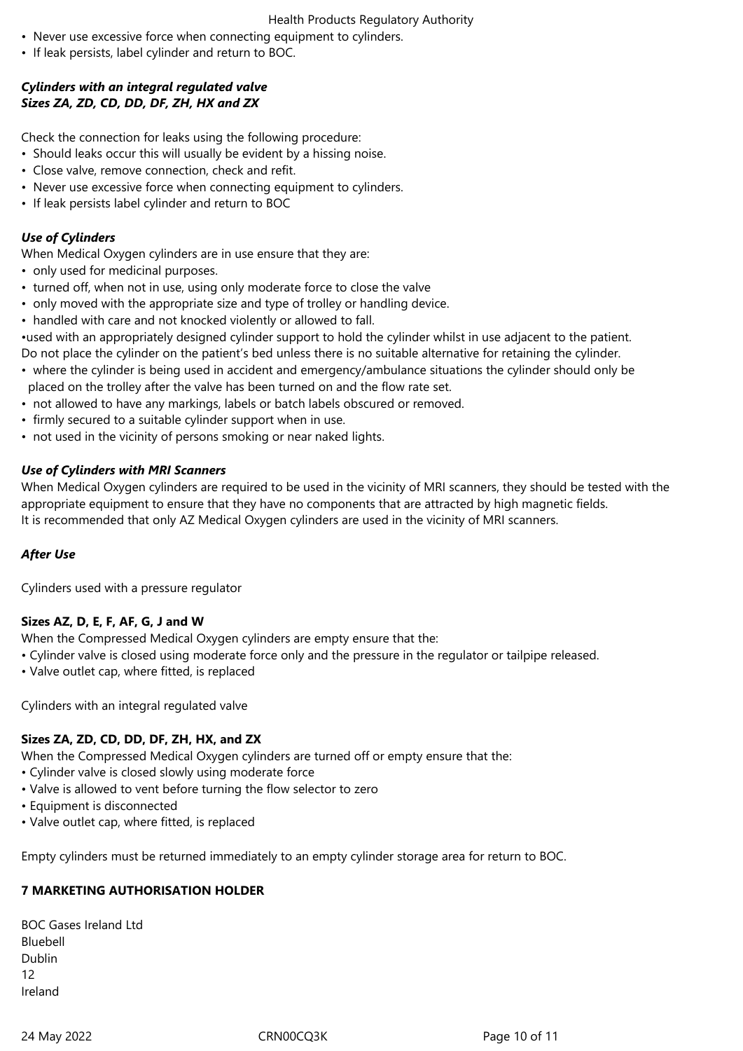- Never use excessive force when connecting equipment to cylinders.
- If leak persists, label cylinder and return to BOC.

***Cylinders with an integral regulated valve***
***Sizes ZA, ZD, CD, DD, DF, ZH, HX and ZX***

Check the connection for leaks using the following procedure:

- Should leaks occur this will usually be evident by a hissing noise.
- Close valve, remove connection, check and refit.
- Never use excessive force when connecting equipment to cylinders.
- If leak persists label cylinder and return to BOC

***Use of Cylinders***

When Medical Oxygen cylinders are in use ensure that they are:

- only used for medicinal purposes.
- turned off, when not in use, using only moderate force to close the valve
- only moved with the appropriate size and type of trolley or handling device.
- handled with care and not knocked violently or allowed to fall.
- used with an appropriately designed cylinder support to hold the cylinder whilst in use adjacent to the patient. Do not place the cylinder on the patient's bed unless there is no suitable alternative for retaining the cylinder.
- where the cylinder is being used in accident and emergency/ambulance situations the cylinder should only be placed on the trolley after the valve has been turned on and the flow rate set.
- not allowed to have any markings, labels or batch labels obscured or removed.
- firmly secured to a suitable cylinder support when in use.
- not used in the vicinity of persons smoking or near naked lights.

***Use of Cylinders with MRI Scanners***

When Medical Oxygen cylinders are required to be used in the vicinity of MRI scanners, they should be tested with the appropriate equipment to ensure that they have no components that are attracted by high magnetic fields.
It is recommended that only AZ Medical Oxygen cylinders are used in the vicinity of MRI scanners.

***After Use***

Cylinders used with a pressure regulator

**Sizes AZ, D, E, F, AF, G, J and W**

When the Compressed Medical Oxygen cylinders are empty ensure that the:

- Cylinder valve is closed using moderate force only and the pressure in the regulator or tailpipe released.
- Valve outlet cap, where fitted, is replaced

Cylinders with an integral regulated valve

**Sizes ZA, ZD, CD, DD, DF, ZH, HX, and ZX**

When the Compressed Medical Oxygen cylinders are turned off or empty ensure that the:

- Cylinder valve is closed slowly using moderate force
- Valve is allowed to vent before turning the flow selector to zero
- Equipment is disconnected
- Valve outlet cap, where fitted, is replaced

Empty cylinders must be returned immediately to an empty cylinder storage area for return to BOC.

**7 MARKETING AUTHORISATION HOLDER**

BOC Gases Ireland Ltd
Bluebell
Dublin
12
Ireland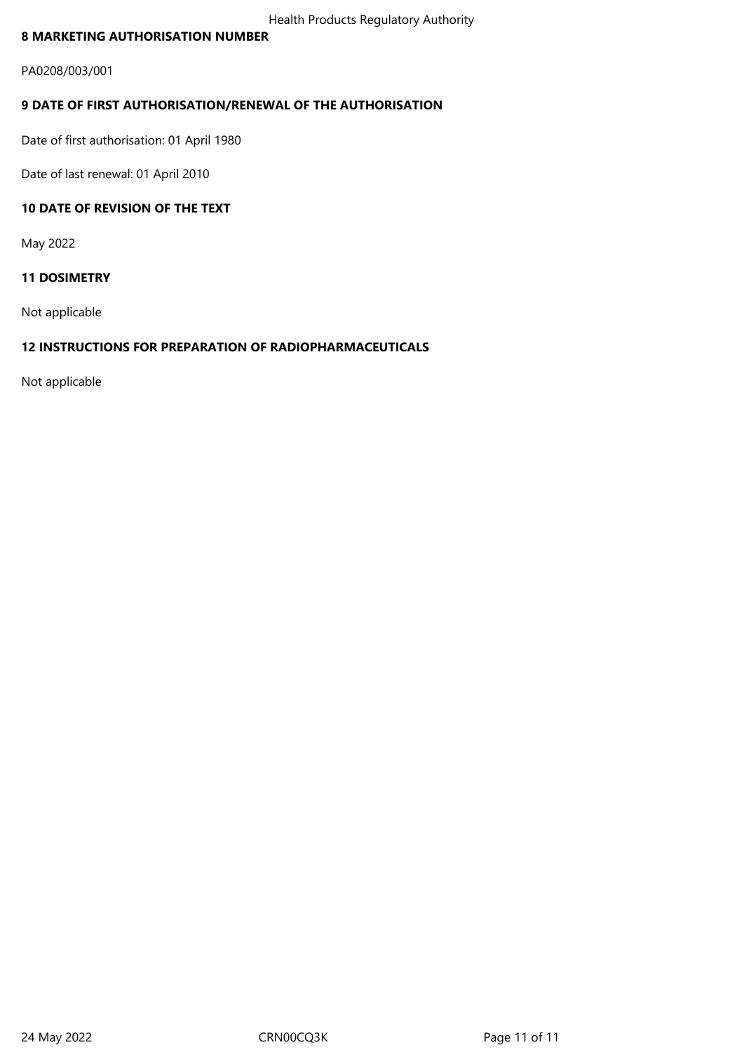## 8 MARKETING AUTHORISATION NUMBER

PA0208/003/001

## 9 DATE OF FIRST AUTHORISATION/RENEWAL OF THE AUTHORISATION

Date of first authorisation: 01 April 1980

Date of last renewal: 01 April 2010

## 10 DATE OF REVISION OF THE TEXT

May 2022

## 11 DOSIMETRY

Not applicable

## 12 INSTRUCTIONS FOR PREPARATION OF RADIOPHARMACEUTICALS

Not applicable